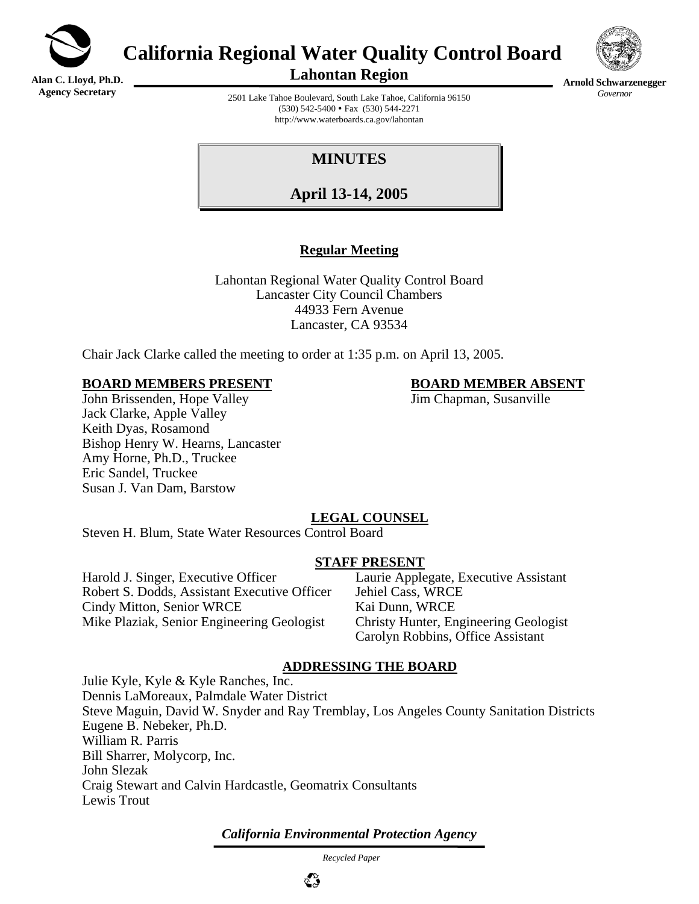# California Regional Water Quality Control Board

## Lahontan Region

**Alan C. Lloyd, Ph.D.**
**Agency Secretary**

**Arnold Schwarzenegger**
*Governor*

2501 Lake Tahoe Boulevard, South Lake Tahoe, California 96150
(530) 542-5400 • Fax (530) 544-2271
http://www.waterboards.ca.gov/lahontan

## MINUTES

## April 13-14, 2005

### Regular Meeting

Lahontan Regional Water Quality Control Board
Lancaster City Council Chambers
44933 Fern Avenue
Lancaster, CA 93534

Chair Jack Clarke called the meeting to order at 1:35 p.m. on April 13, 2005.

**BOARD MEMBERS PRESENT**

John Brissenden, Hope Valley
Jack Clarke, Apple Valley
Keith Dyas, Rosamond
Bishop Henry W. Hearns, Lancaster
Amy Horne, Ph.D., Truckee
Eric Sandel, Truckee
Susan J. Van Dam, Barstow

**BOARD MEMBER ABSENT**

Jim Chapman, Susanville

**LEGAL COUNSEL**

Steven H. Blum, State Water Resources Control Board

**STAFF PRESENT**

Harold J. Singer, Executive Officer
Robert S. Dodds, Assistant Executive Officer
Cindy Mitton, Senior WRCE
Mike Plaziak, Senior Engineering Geologist
Laurie Applegate, Executive Assistant
Jehiel Cass, WRCE
Kai Dunn, WRCE
Christy Hunter, Engineering Geologist
Carolyn Robbins, Office Assistant

**ADDRESSING THE BOARD**

Julie Kyle, Kyle & Kyle Ranches, Inc.
Dennis LaMoreaux, Palmdale Water District
Steve Maguin, David W. Snyder and Ray Tremblay, Los Angeles County Sanitation Districts
Eugene B. Nebeker, Ph.D.
William R. Parris
Bill Sharrer, Molycorp, Inc.
John Slezak
Craig Stewart and Calvin Hardcastle, Geomatrix Consultants
Lewis Trout

*California Environmental Protection Agency*

*Recycled Paper*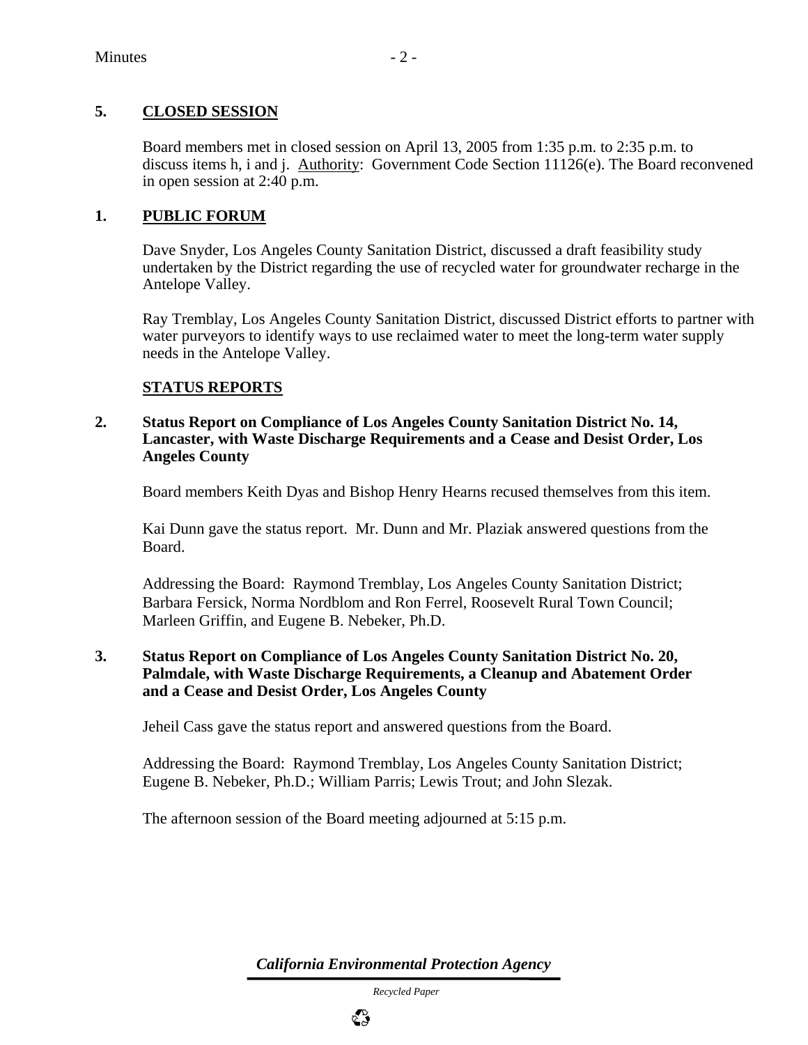**5. <u>CLOSED SESSION</u>**

Board members met in closed session on April 13, 2005 from 1:35 p.m. to 2:35 p.m. to discuss items h, i and j. <u>Authority</u>: Government Code Section 11126(e). The Board reconvened in open session at 2:40 p.m.

**1. <u>PUBLIC FORUM</u>**

Dave Snyder, Los Angeles County Sanitation District, discussed a draft feasibility study undertaken by the District regarding the use of recycled water for groundwater recharge in the Antelope Valley.

Ray Tremblay, Los Angeles County Sanitation District, discussed District efforts to partner with water purveyors to identify ways to use reclaimed water to meet the long-term water supply needs in the Antelope Valley.

**<u>STATUS REPORTS</u>**

**2. Status Report on Compliance of Los Angeles County Sanitation District No. 14, Lancaster, with Waste Discharge Requirements and a Cease and Desist Order, Los Angeles County**

Board members Keith Dyas and Bishop Henry Hearns recused themselves from this item.

Kai Dunn gave the status report. Mr. Dunn and Mr. Plaziak answered questions from the Board.

Addressing the Board: Raymond Tremblay, Los Angeles County Sanitation District; Barbara Fersick, Norma Nordblom and Ron Ferrel, Roosevelt Rural Town Council; Marleen Griffin, and Eugene B. Nebeker, Ph.D.

**3. Status Report on Compliance of Los Angeles County Sanitation District No. 20, Palmdale, with Waste Discharge Requirements, a Cleanup and Abatement Order and a Cease and Desist Order, Los Angeles County**

Jeheil Cass gave the status report and answered questions from the Board.

Addressing the Board: Raymond Tremblay, Los Angeles County Sanitation District; Eugene B. Nebeker, Ph.D.; William Parris; Lewis Trout; and John Slezak.

The afternoon session of the Board meeting adjourned at 5:15 p.m.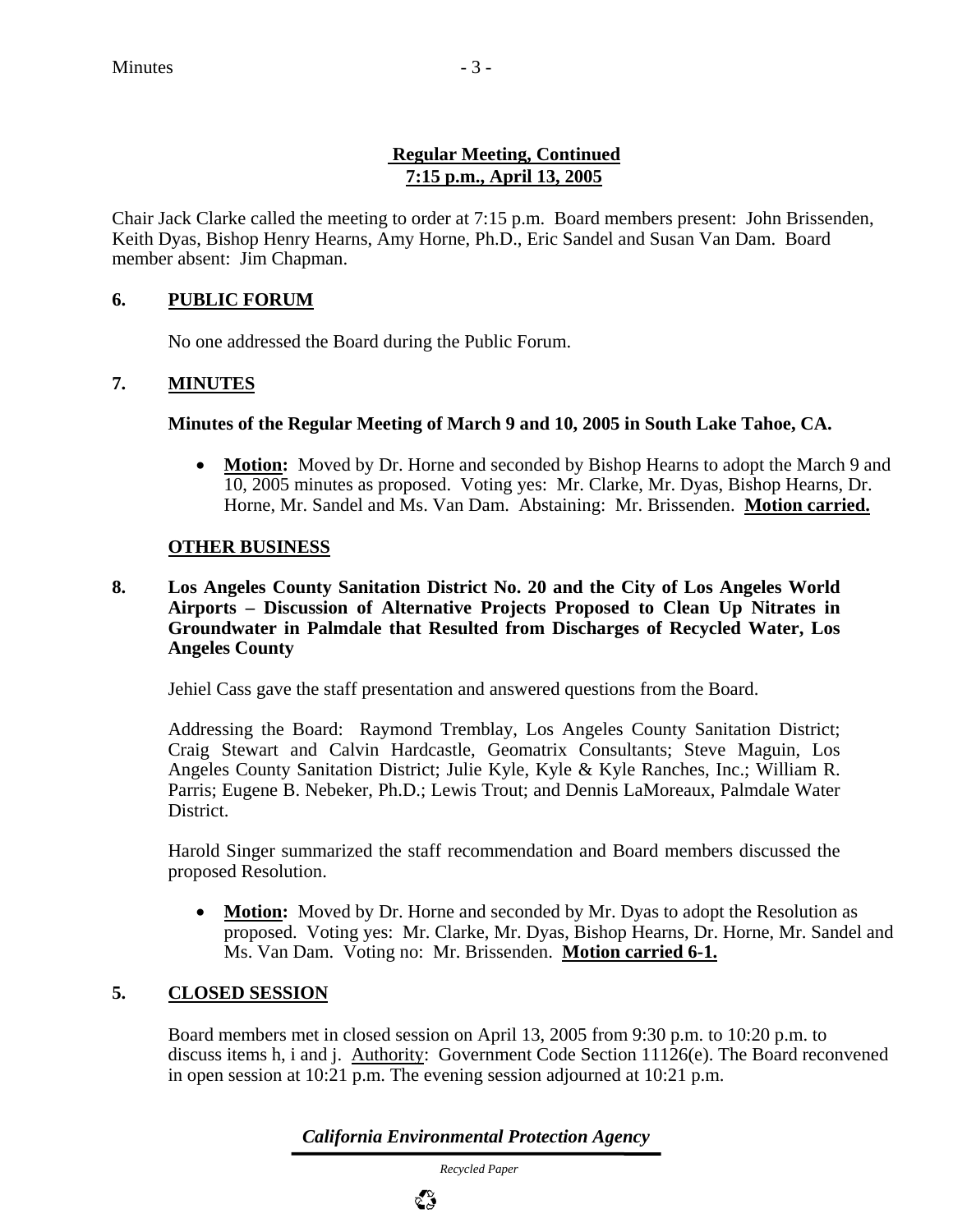**Regular Meeting, Continued**
**7:15 p.m., April 13, 2005**

Chair Jack Clarke called the meeting to order at 7:15 p.m. Board members present: John Brissenden, Keith Dyas, Bishop Henry Hearns, Amy Horne, Ph.D., Eric Sandel and Susan Van Dam. Board member absent: Jim Chapman.

## 6. PUBLIC FORUM

No one addressed the Board during the Public Forum.

## 7. MINUTES

**Minutes of the Regular Meeting of March 9 and 10, 2005 in South Lake Tahoe, CA.**

- **Motion:** Moved by Dr. Horne and seconded by Bishop Hearns to adopt the March 9 and 10, 2005 minutes as proposed. Voting yes: Mr. Clarke, Mr. Dyas, Bishop Hearns, Dr. Horne, Mr. Sandel and Ms. Van Dam. Abstaining: Mr. Brissenden. **Motion carried.**

## OTHER BUSINESS

**8. Los Angeles County Sanitation District No. 20 and the City of Los Angeles World Airports – Discussion of Alternative Projects Proposed to Clean Up Nitrates in Groundwater in Palmdale that Resulted from Discharges of Recycled Water, Los Angeles County**

Jehiel Cass gave the staff presentation and answered questions from the Board.

Addressing the Board: Raymond Tremblay, Los Angeles County Sanitation District; Craig Stewart and Calvin Hardcastle, Geomatrix Consultants; Steve Maguin, Los Angeles County Sanitation District; Julie Kyle, Kyle & Kyle Ranches, Inc.; William R. Parris; Eugene B. Nebeker, Ph.D.; Lewis Trout; and Dennis LaMoreaux, Palmdale Water District.

Harold Singer summarized the staff recommendation and Board members discussed the proposed Resolution.

- **Motion:** Moved by Dr. Horne and seconded by Mr. Dyas to adopt the Resolution as proposed. Voting yes: Mr. Clarke, Mr. Dyas, Bishop Hearns, Dr. Horne, Mr. Sandel and Ms. Van Dam. Voting no: Mr. Brissenden. **Motion carried 6-1.**

## 5. CLOSED SESSION

Board members met in closed session on April 13, 2005 from 9:30 p.m. to 10:20 p.m. to discuss items h, i and j. Authority: Government Code Section 11126(e). The Board reconvened in open session at 10:21 p.m. The evening session adjourned at 10:21 p.m.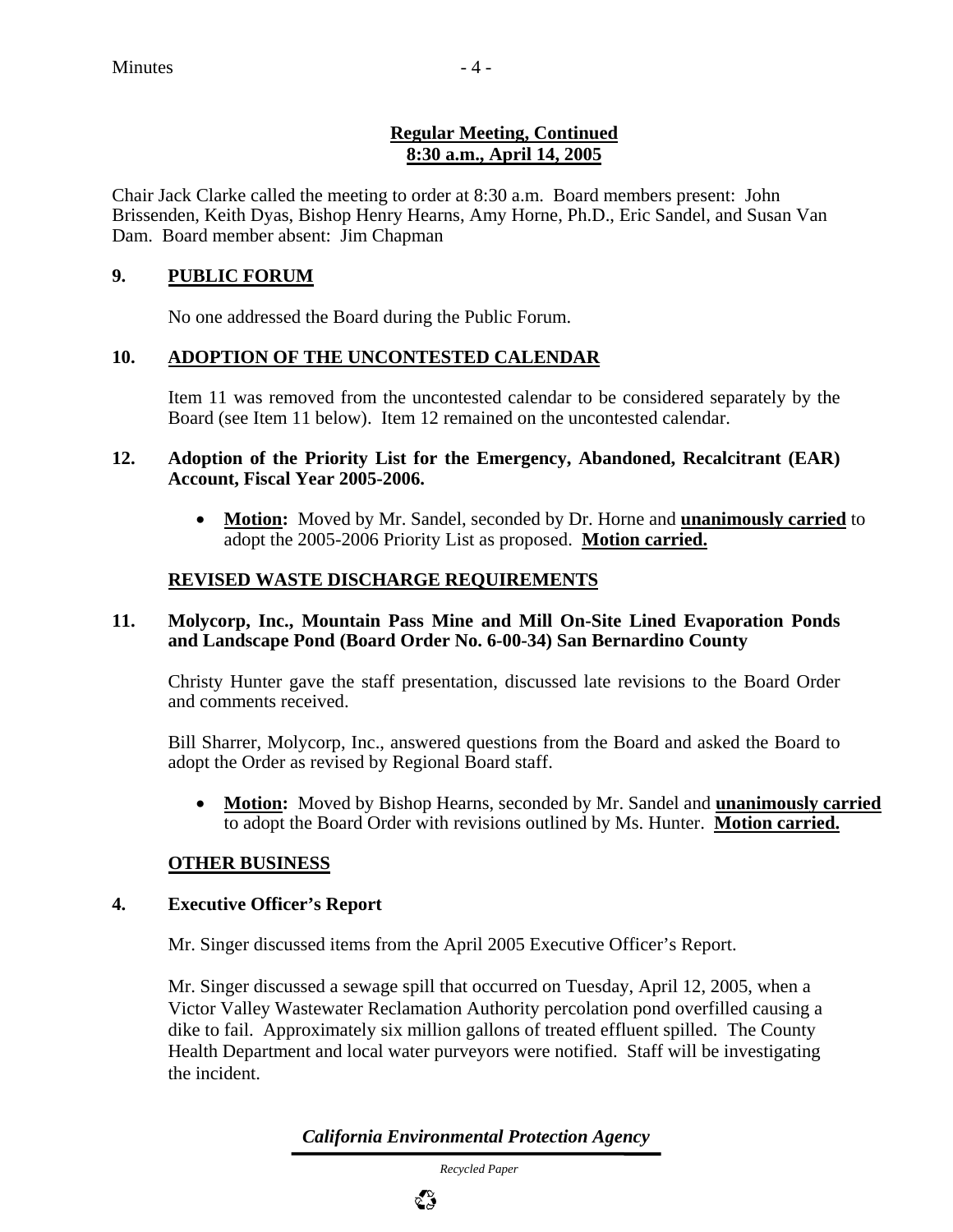**<u>Regular Meeting, Continued</u>**
**<u>8:30 a.m., April 14, 2005</u>**

Chair Jack Clarke called the meeting to order at 8:30 a.m. Board members present: John Brissenden, Keith Dyas, Bishop Henry Hearns, Amy Horne, Ph.D., Eric Sandel, and Susan Van Dam. Board member absent: Jim Chapman

## 9. PUBLIC FORUM

No one addressed the Board during the Public Forum.

## 10. ADOPTION OF THE UNCONTESTED CALENDAR

Item 11 was removed from the uncontested calendar to be considered separately by the Board (see Item 11 below). Item 12 remained on the uncontested calendar.

### 12. Adoption of the Priority List for the Emergency, Abandoned, Recalcitrant (EAR) Account, Fiscal Year 2005-2006.

- **Motion:** Moved by Mr. Sandel, seconded by Dr. Horne and **unanimously carried** to adopt the 2005-2006 Priority List as proposed. **Motion carried.**

## REVISED WASTE DISCHARGE REQUIREMENTS

### 11. Molycorp, Inc., Mountain Pass Mine and Mill On-Site Lined Evaporation Ponds and Landscape Pond (Board Order No. 6-00-34) San Bernardino County

Christy Hunter gave the staff presentation, discussed late revisions to the Board Order and comments received.

Bill Sharrer, Molycorp, Inc., answered questions from the Board and asked the Board to adopt the Order as revised by Regional Board staff.

- **Motion:** Moved by Bishop Hearns, seconded by Mr. Sandel and **unanimously carried** to adopt the Board Order with revisions outlined by Ms. Hunter. **Motion carried.**

## OTHER BUSINESS

### 4. Executive Officer's Report

Mr. Singer discussed items from the April 2005 Executive Officer's Report.

Mr. Singer discussed a sewage spill that occurred on Tuesday, April 12, 2005, when a Victor Valley Wastewater Reclamation Authority percolation pond overfilled causing a dike to fail. Approximately six million gallons of treated effluent spilled. The County Health Department and local water purveyors were notified. Staff will be investigating the incident.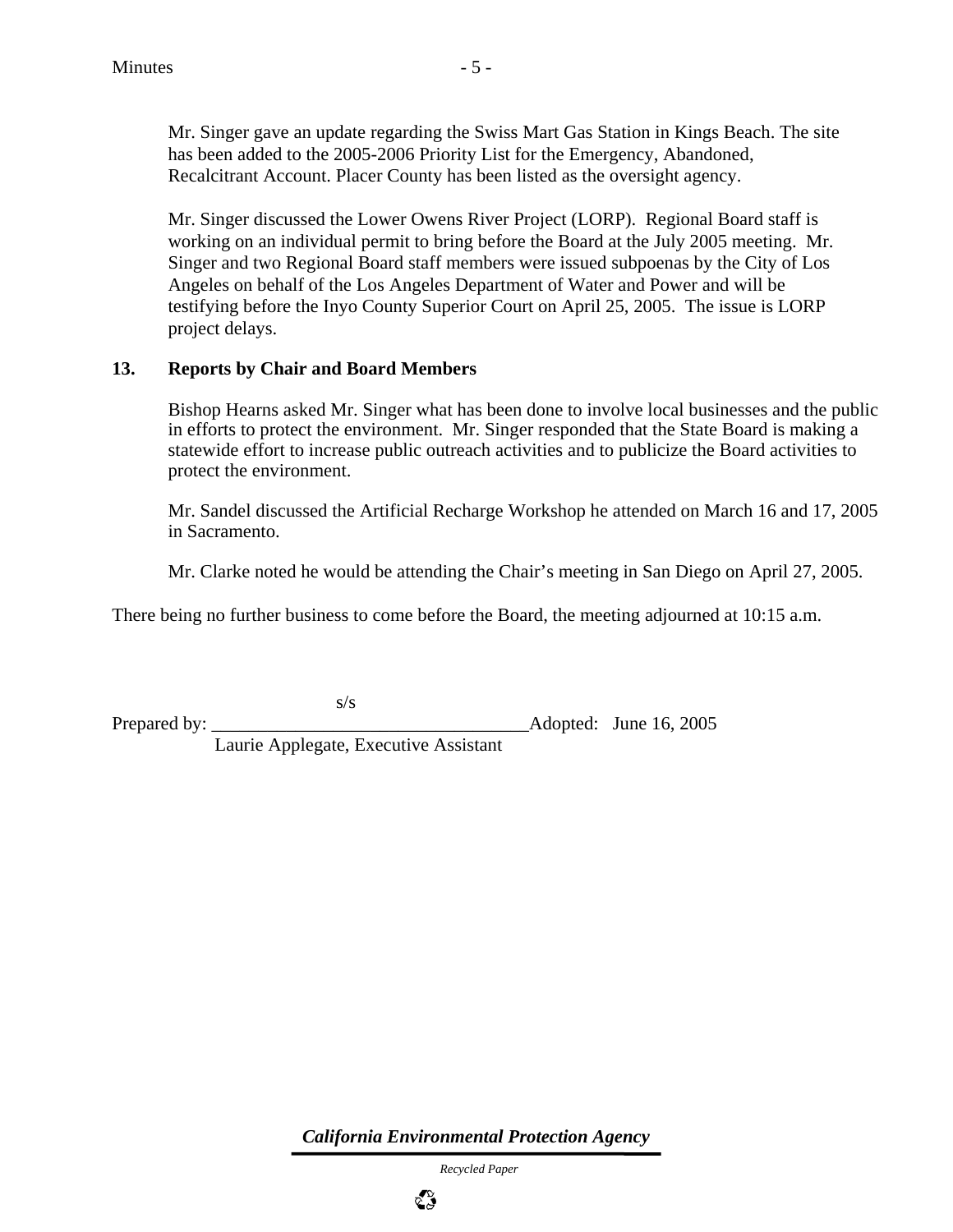Mr. Singer gave an update regarding the Swiss Mart Gas Station in Kings Beach. The site has been added to the 2005-2006 Priority List for the Emergency, Abandoned, Recalcitrant Account. Placer County has been listed as the oversight agency.

Mr. Singer discussed the Lower Owens River Project (LORP). Regional Board staff is working on an individual permit to bring before the Board at the July 2005 meeting. Mr. Singer and two Regional Board staff members were issued subpoenas by the City of Los Angeles on behalf of the Los Angeles Department of Water and Power and will be testifying before the Inyo County Superior Court on April 25, 2005. The issue is LORP project delays.

**13. Reports by Chair and Board Members**

Bishop Hearns asked Mr. Singer what has been done to involve local businesses and the public in efforts to protect the environment. Mr. Singer responded that the State Board is making a statewide effort to increase public outreach activities and to publicize the Board activities to protect the environment.

Mr. Sandel discussed the Artificial Recharge Workshop he attended on March 16 and 17, 2005 in Sacramento.

Mr. Clarke noted he would be attending the Chair's meeting in San Diego on April 27, 2005.

There being no further business to come before the Board, the meeting adjourned at 10:15 a.m.

s/s

Prepared by: _________________________________ Adopted: June 16, 2005

Laurie Applegate, Executive Assistant

***California Environmental Protection Agency***

*Recycled Paper*